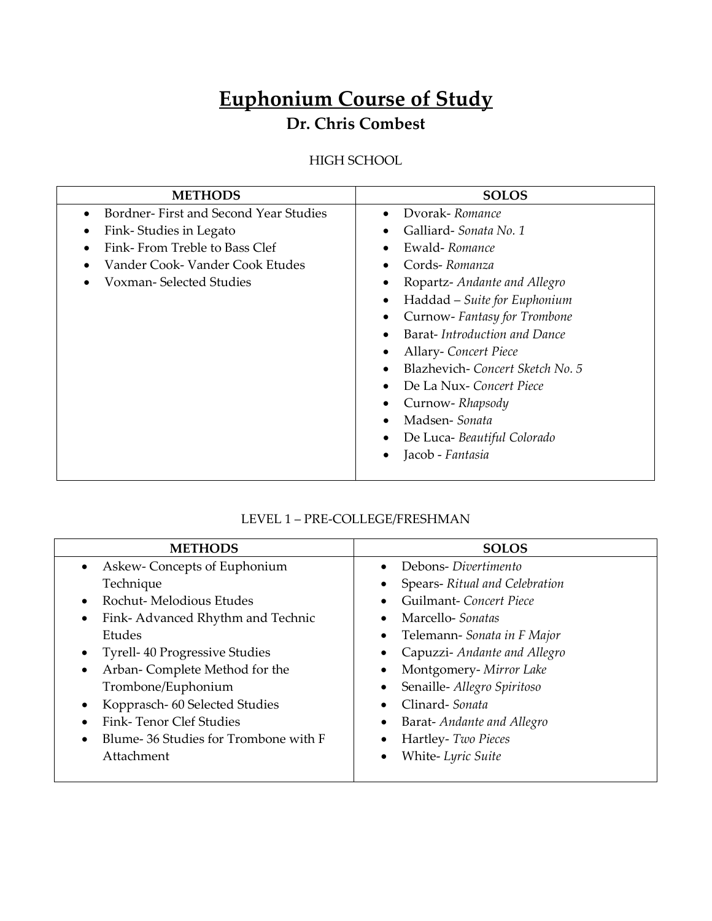# Euphonium Course of Study

## Dr. Chris Combest

HIGH SCHOOL

| METHODS | SOLOS |
|---|---|
| • Bordner- First and Second Year Studies<br>• Fink- Studies in Legato<br>• Fink- From Treble to Bass Clef<br>• Vander Cook- Vander Cook Etudes<br>• Voxman- Selected Studies | • Dvorak- *Romance*<br>• Galliard- *Sonata No. 1*<br>• Ewald- *Romance*<br>• Cords- *Romanza*<br>• Ropartz- *Andante and Allegro*<br>• Haddad – *Suite for Euphonium*<br>• Curnow- *Fantasy for Trombone*<br>• Barat- *Introduction and Dance*<br>• Allary- *Concert Piece*<br>• Blazhevich- *Concert Sketch No. 5*<br>• De La Nux- *Concert Piece*<br>• Curnow- *Rhapsody*<br>• Madsen- *Sonata*<br>• De Luca- *Beautiful Colorado*<br>• Jacob - *Fantasia* |

LEVEL 1 – PRE-COLLEGE/FRESHMAN

| METHODS | SOLOS |
|---|---|
| • Askew- Concepts of Euphonium Technique<br>• Rochut- Melodious Etudes<br>• Fink- Advanced Rhythm and Technic Etudes<br>• Tyrell- 40 Progressive Studies<br>• Arban- Complete Method for the Trombone/Euphonium<br>• Kopprasch- 60 Selected Studies<br>• Fink- Tenor Clef Studies<br>• Blume- 36 Studies for Trombone with F Attachment | • Debons- *Divertimento*<br>• Spears- *Ritual and Celebration*<br>• Guilmant- *Concert Piece*<br>• Marcello- *Sonatas*<br>• Telemann- *Sonata in F Major*<br>• Capuzzi- *Andante and Allegro*<br>• Montgomery- *Mirror Lake*<br>• Senaille- *Allegro Spiritoso*<br>• Clinard- *Sonata*<br>• Barat- *Andante and Allegro*<br>• Hartley- *Two Pieces*<br>• White- *Lyric Suite* |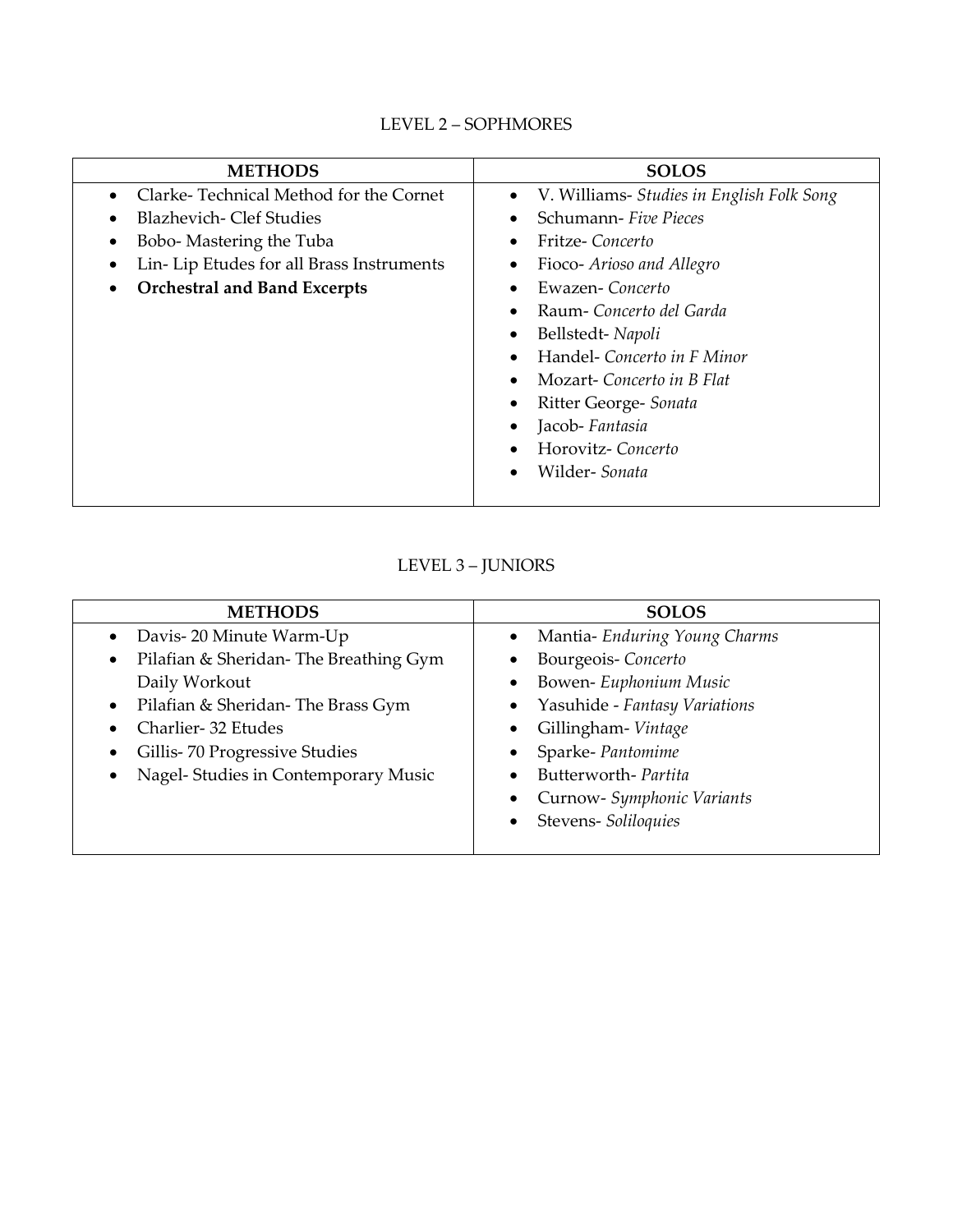## LEVEL 2 – SOPHMORES

| METHODS | SOLOS |
| --- | --- |
| • Clarke- Technical Method for the Cornet<br>• Blazhevich- Clef Studies<br>• Bobo- Mastering the Tuba<br>• Lin- Lip Etudes for all Brass Instruments<br>• **Orchestral and Band Excerpts** | • V. Williams- *Studies in English Folk Song*<br>• Schumann- *Five Pieces*<br>• Fritze- *Concerto*<br>• Fioco- *Arioso and Allegro*<br>• Ewazen- *Concerto*<br>• Raum- *Concerto del Garda*<br>• Bellstedt- *Napoli*<br>• Handel- *Concerto in F Minor*<br>• Mozart- *Concerto in B Flat*<br>• Ritter George- *Sonata*<br>• Jacob- *Fantasia*<br>• Horovitz- *Concerto*<br>• Wilder- *Sonata* |

## LEVEL 3 – JUNIORS

| METHODS | SOLOS |
| --- | --- |
| • Davis- 20 Minute Warm-Up<br>• Pilafian & Sheridan- The Breathing Gym Daily Workout<br>• Pilafian & Sheridan- The Brass Gym<br>• Charlier- 32 Etudes<br>• Gillis- 70 Progressive Studies<br>• Nagel- Studies in Contemporary Music | • Mantia- *Enduring Young Charms*<br>• Bourgeois- *Concerto*<br>• Bowen- *Euphonium Music*<br>• Yasuhide - *Fantasy Variations*<br>• Gillingham- *Vintage*<br>• Sparke- *Pantomime*<br>• Butterworth- *Partita*<br>• Curnow- *Symphonic Variants*<br>• Stevens- *Soliloquies* |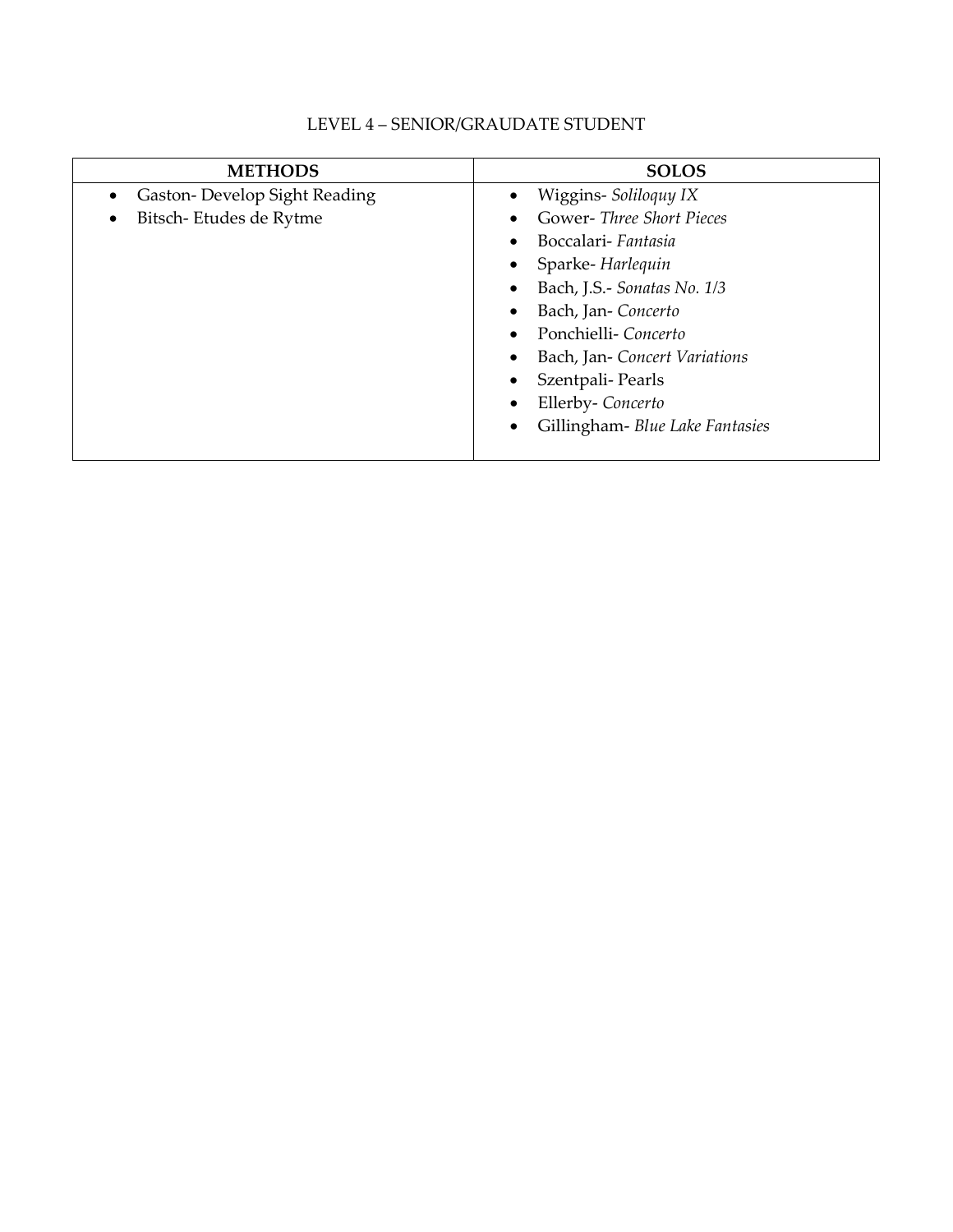LEVEL 4 – SENIOR/GRAUDATE STUDENT

| METHODS | SOLOS |
| --- | --- |
| • Gaston- Develop Sight Reading<br>• Bitsch- Etudes de Rytme | • Wiggins- *Soliloquy IX*<br>• Gower- *Three Short Pieces*<br>• Boccalari- *Fantasia*<br>• Sparke- *Harlequin*<br>• Bach, J.S.- *Sonatas No. 1/3*<br>• Bach, Jan- *Concerto*<br>• Ponchielli- *Concerto*<br>• Bach, Jan- *Concert Variations*<br>• Szentpali- Pearls<br>• Ellerby- *Concerto*<br>• Gillingham- *Blue Lake Fantasies* |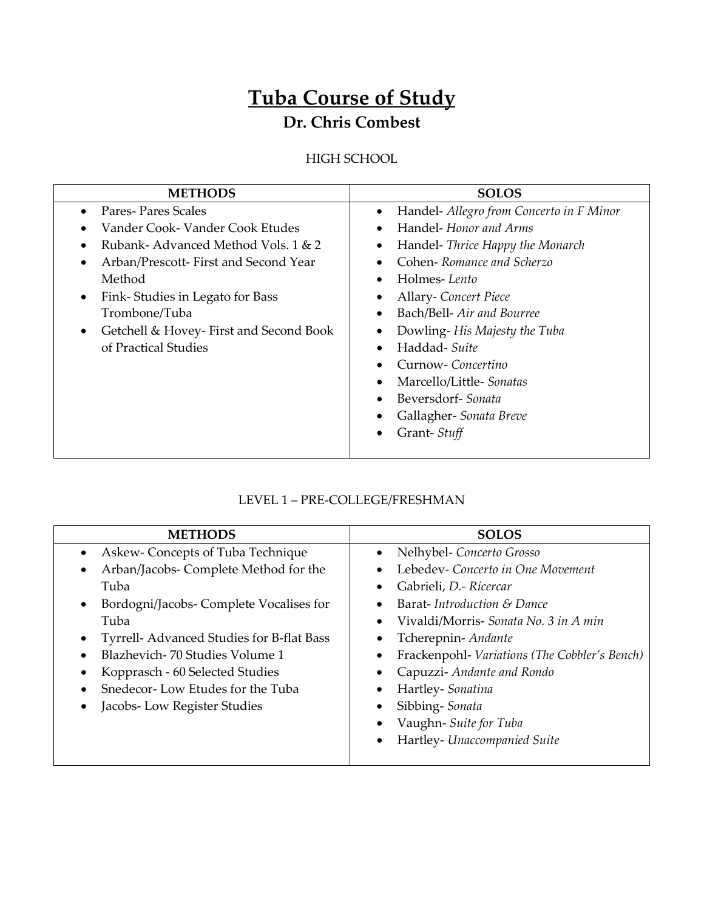# Tuba Course of Study

## Dr. Chris Combest

HIGH SCHOOL

| METHODS | SOLOS |
| --- | --- |
| • Pares- Pares Scales<br>• Vander Cook- Vander Cook Etudes<br>• Rubank- Advanced Method Vols. 1 & 2<br>• Arban/Prescott- First and Second Year Method<br>• Fink- Studies in Legato for Bass Trombone/Tuba<br>• Getchell & Hovey- First and Second Book of Practical Studies | • Handel- *Allegro from Concerto in F Minor*<br>• Handel- *Honor and Arms*<br>• Handel- *Thrice Happy the Monarch*<br>• Cohen- *Romance and Scherzo*<br>• Holmes- *Lento*<br>• Allary- *Concert Piece*<br>• Bach/Bell- *Air and Bourree*<br>• Dowling- *His Majesty the Tuba*<br>• Haddad- *Suite*<br>• Curnow- *Concertino*<br>• Marcello/Little- *Sonatas*<br>• Beversdorf- *Sonata*<br>• Gallagher- *Sonata Breve*<br>• Grant- *Stuff* |

LEVEL 1 – PRE-COLLEGE/FRESHMAN

| METHODS | SOLOS |
| --- | --- |
| • Askew- Concepts of Tuba Technique<br>• Arban/Jacobs- Complete Method for the Tuba<br>• Bordogni/Jacobs- Complete Vocalises for Tuba<br>• Tyrrell- Advanced Studies for B-flat Bass<br>• Blazhevich- 70 Studies Volume 1<br>• Kopprasch - 60 Selected Studies<br>• Snedecor- Low Etudes for the Tuba<br>• Jacobs- Low Register Studies | • Nelhybel- *Concerto Grosso*<br>• Lebedev- *Concerto in One Movement*<br>• Gabrieli, *D.- Ricercar*<br>• Barat- *Introduction & Dance*<br>• Vivaldi/Morris- *Sonata No. 3 in A min*<br>• Tcherepnin- *Andante*<br>• Frackenpohl- *Variations (The Cobbler's Bench)*<br>• Capuzzi- *Andante and Rondo*<br>• Hartley- *Sonatina*<br>• Sibbing- *Sonata*<br>• Vaughn- *Suite for Tuba*<br>• Hartley- *Unaccompanied Suite* |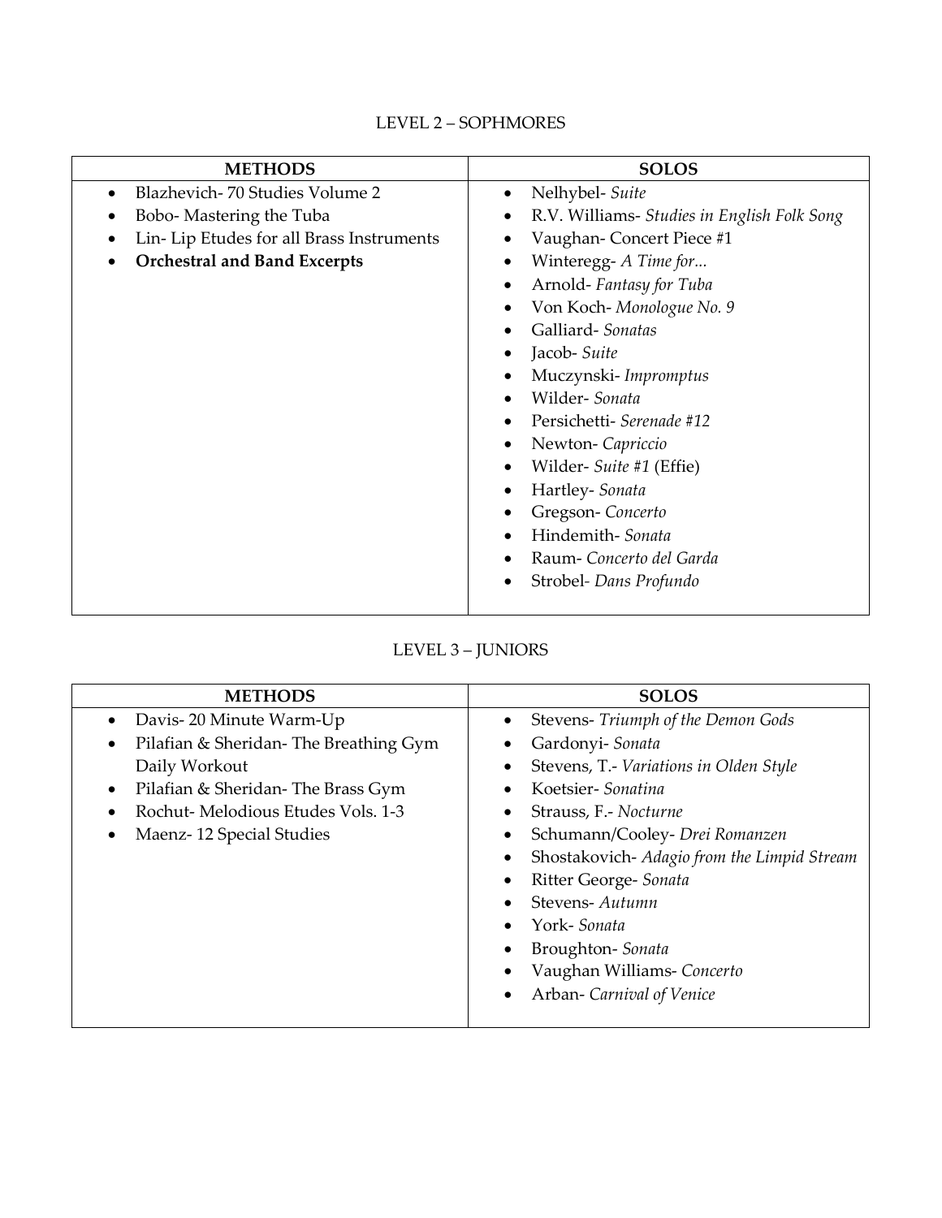LEVEL 2 – SOPHMORES

| METHODS | SOLOS |
| --- | --- |
| • Blazhevich- 70 Studies Volume 2<br>• Bobo- Mastering the Tuba<br>• Lin- Lip Etudes for all Brass Instruments<br>• **Orchestral and Band Excerpts** | • Nelhybel- *Suite*<br>• R.V. Williams- *Studies in English Folk Song*<br>• Vaughan- Concert Piece #1<br>• Winteregg- *A Time for...*<br>• Arnold- *Fantasy for Tuba*<br>• Von Koch- *Monologue No. 9*<br>• Galliard- *Sonatas*<br>• Jacob- *Suite*<br>• Muczynski- *Impromptus*<br>• Wilder- *Sonata*<br>• Persichetti- *Serenade #12*<br>• Newton- *Capriccio*<br>• Wilder- *Suite #1* (Effie)<br>• Hartley- *Sonata*<br>• Gregson- *Concerto*<br>• Hindemith- *Sonata*<br>• Raum- *Concerto del Garda*<br>• Strobel- *Dans Profundo* |

LEVEL 3 – JUNIORS

| METHODS | SOLOS |
| --- | --- |
| • Davis- 20 Minute Warm-Up<br>• Pilafian & Sheridan- The Breathing Gym Daily Workout<br>• Pilafian & Sheridan- The Brass Gym<br>• Rochut- Melodious Etudes Vols. 1-3<br>• Maenz- 12 Special Studies | • Stevens- *Triumph of the Demon Gods*<br>• Gardonyi- *Sonata*<br>• Stevens, T.- *Variations in Olden Style*<br>• Koetsier- *Sonatina*<br>• Strauss, F.- *Nocturne*<br>• Schumann/Cooley- *Drei Romanzen*<br>• Shostakovich- *Adagio from the Limpid Stream*<br>• Ritter George- *Sonata*<br>• Stevens- *Autumn*<br>• York- *Sonata*<br>• Broughton- *Sonata*<br>• Vaughan Williams- *Concerto*<br>• Arban- *Carnival of Venice* |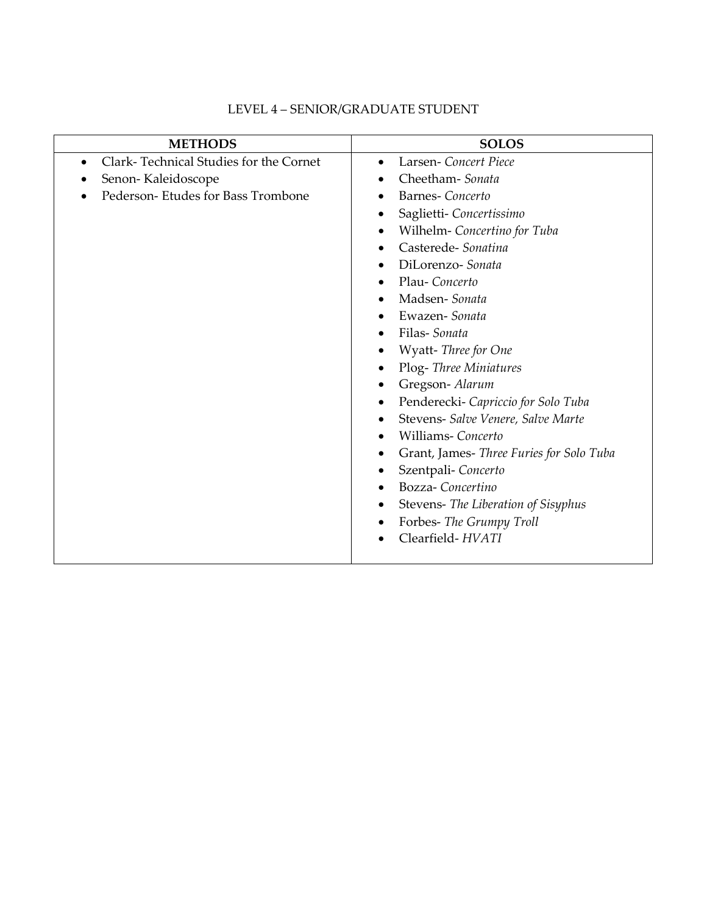LEVEL 4 – SENIOR/GRADUATE STUDENT

| METHODS | SOLOS |
|---|---|
| • Clark- Technical Studies for the Cornet<br>• Senon- Kaleidoscope<br>• Pederson- Etudes for Bass Trombone | • Larsen- *Concert Piece*<br>• Cheetham- *Sonata*<br>• Barnes- *Concerto*<br>• Saglietti- *Concertissimo*<br>• Wilhelm- *Concertino for Tuba*<br>• Casterede- *Sonatina*<br>• DiLorenzo- *Sonata*<br>• Plau- *Concerto*<br>• Madsen- *Sonata*<br>• Ewazen- *Sonata*<br>• Filas- *Sonata*<br>• Wyatt- *Three for One*<br>• Plog- *Three Miniatures*<br>• Gregson- *Alarum*<br>• Penderecki- *Capriccio for Solo Tuba*<br>• Stevens- *Salve Venere, Salve Marte*<br>• Williams- *Concerto*<br>• Grant, James- *Three Furies for Solo Tuba*<br>• Szentpali- *Concerto*<br>• Bozza- *Concertino*<br>• Stevens- *The Liberation of Sisyphus*<br>• Forbes- *The Grumpy Troll*<br>• Clearfield- *HVATI* |